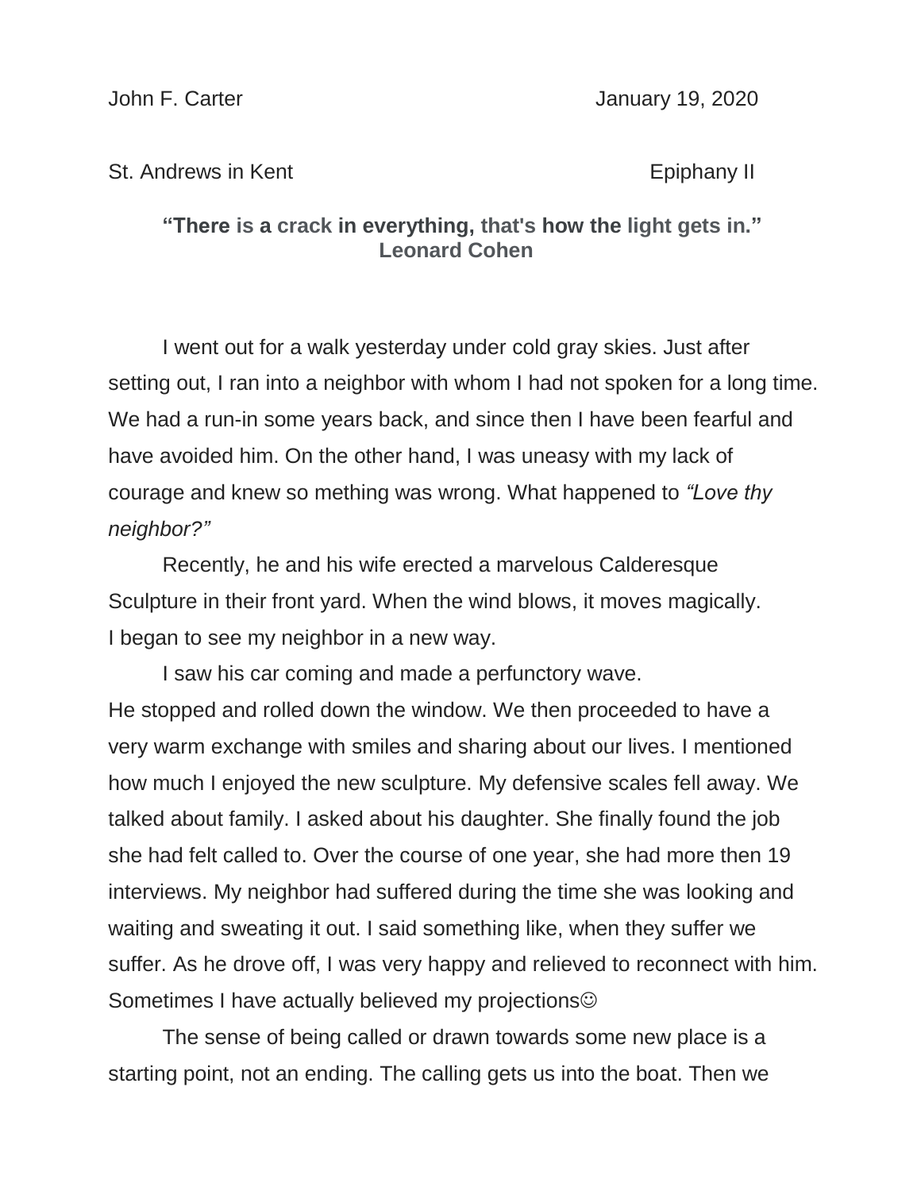John F. Carter January 19, 2020

St. Andrews in Kent Epiphany II

**"There is a crack in everything, that's how the light gets in." Leonard Cohen**

I went out for a walk yesterday under cold gray skies. Just after setting out, I ran into a neighbor with whom I had not spoken for a long time. We had a run-in some years back, and since then I have been fearful and have avoided him. On the other hand, I was uneasy with my lack of courage and knew so mething was wrong. What happened to *"Love thy neighbor?"*

Recently, he and his wife erected a marvelous Calderesque Sculpture in their front yard. When the wind blows, it moves magically. I began to see my neighbor in a new way.

I saw his car coming and made a perfunctory wave. He stopped and rolled down the window. We then proceeded to have a very warm exchange with smiles and sharing about our lives. I mentioned how much I enjoyed the new sculpture. My defensive scales fell away. We talked about family. I asked about his daughter. She finally found the job she had felt called to. Over the course of one year, she had more then 19 interviews. My neighbor had suffered during the time she was looking and waiting and sweating it out. I said something like, when they suffer we suffer. As he drove off, I was very happy and relieved to reconnect with him. Sometimes I have actually believed my projections☺

The sense of being called or drawn towards some new place is a starting point, not an ending. The calling gets us into the boat. Then we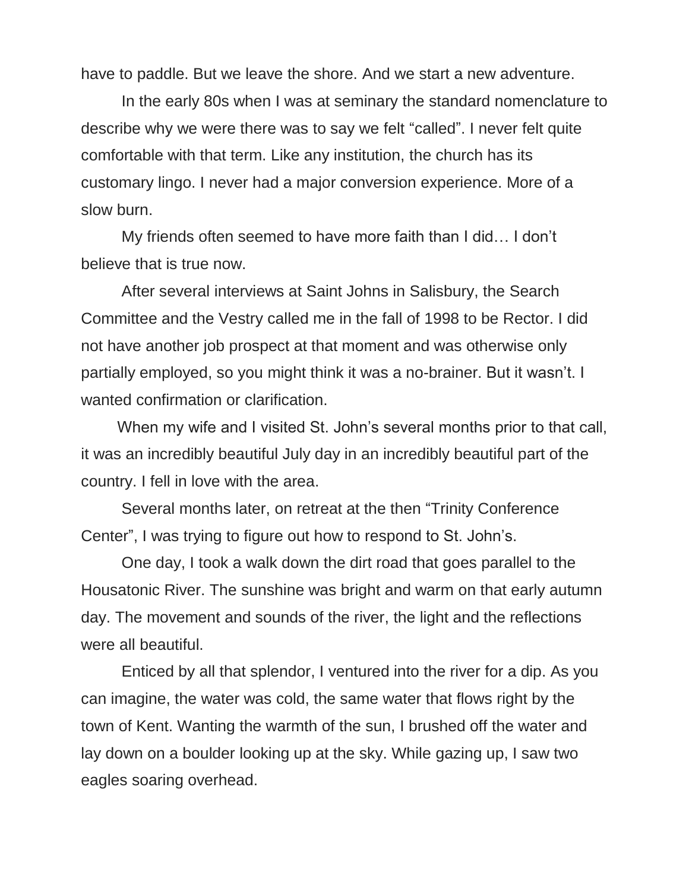have to paddle. But we leave the shore. And we start a new adventure.

In the early 80s when I was at seminary the standard nomenclature to describe why we were there was to say we felt “called”. I never felt quite comfortable with that term. Like any institution, the church has its customary lingo. I never had a major conversion experience. More of a slow burn.

My friends often seemed to have more faith than I did… I don’t believe that is true now.

After several interviews at Saint Johns in Salisbury, the Search Committee and the Vestry called me in the fall of 1998 to be Rector. I did not have another job prospect at that moment and was otherwise only partially employed, so you might think it was a no-brainer. But it wasn’t. I wanted confirmation or clarification.

When my wife and I visited St. John’s several months prior to that call, it was an incredibly beautiful July day in an incredibly beautiful part of the country. I fell in love with the area.

Several months later, on retreat at the then “Trinity Conference Center”, I was trying to figure out how to respond to St. John’s.

One day, I took a walk down the dirt road that goes parallel to the Housatonic River. The sunshine was bright and warm on that early autumn day. The movement and sounds of the river, the light and the reflections were all beautiful.

Enticed by all that splendor, I ventured into the river for a dip. As you can imagine, the water was cold, the same water that flows right by the town of Kent. Wanting the warmth of the sun, I brushed off the water and lay down on a boulder looking up at the sky. While gazing up, I saw two eagles soaring overhead.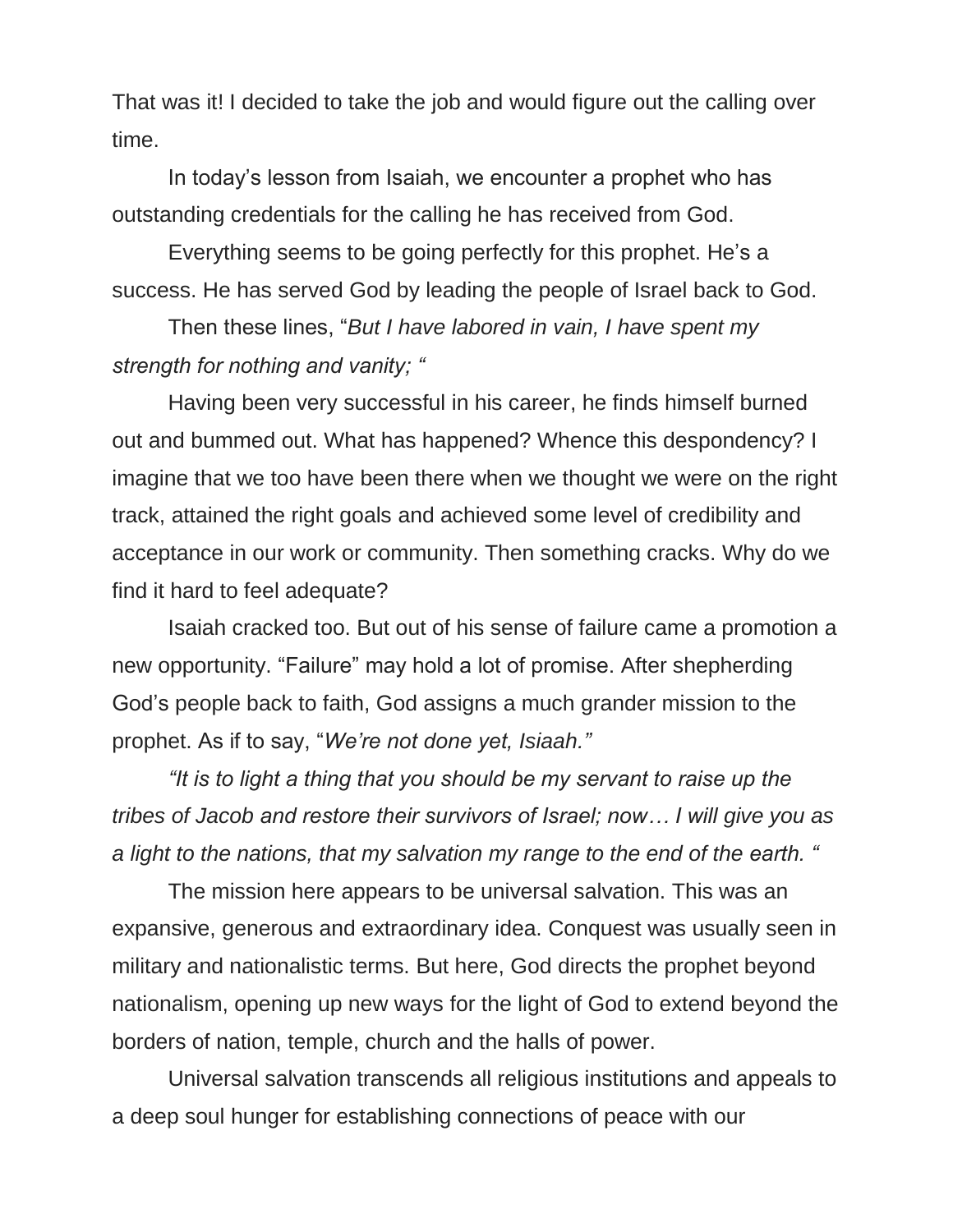That was it! I decided to take the job and would figure out the calling over time.

In today's lesson from Isaiah, we encounter a prophet who has outstanding credentials for the calling he has received from God.

Everything seems to be going perfectly for this prophet. He's a success. He has served God by leading the people of Israel back to God.

Then these lines, "*But I have labored in vain, I have spent my strength for nothing and vanity;* "

Having been very successful in his career, he finds himself burned out and bummed out. What has happened? Whence this despondency? I imagine that we too have been there when we thought we were on the right track, attained the right goals and achieved some level of credibility and acceptance in our work or community. Then something cracks. Why do we find it hard to feel adequate?

Isaiah cracked too. But out of his sense of failure came a promotion a new opportunity. "Failure" may hold a lot of promise. After shepherding God's people back to faith, God assigns a much grander mission to the prophet. As if to say, "*We're not done yet, Isiaah.*"

*"It is to light a thing that you should be my servant to raise up the tribes of Jacob and restore their survivors of Israel; now… I will give you as a light to the nations, that my salvation my range to the end of the earth. "*

The mission here appears to be universal salvation. This was an expansive, generous and extraordinary idea. Conquest was usually seen in military and nationalistic terms. But here, God directs the prophet beyond nationalism, opening up new ways for the light of God to extend beyond the borders of nation, temple, church and the halls of power.

Universal salvation transcends all religious institutions and appeals to a deep soul hunger for establishing connections of peace with our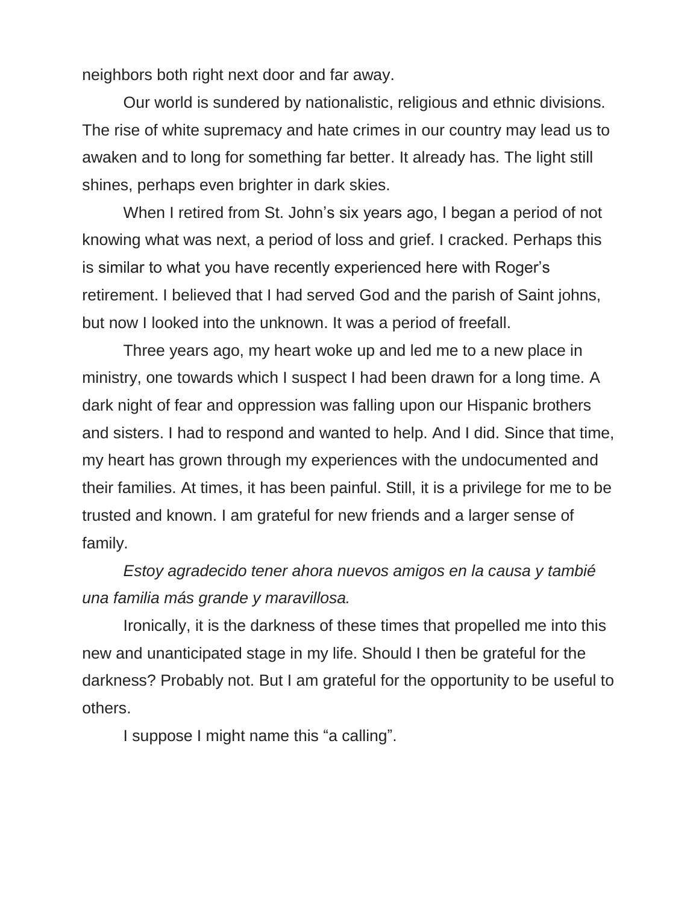neighbors both right next door and far away.

Our world is sundered by nationalistic, religious and ethnic divisions. The rise of white supremacy and hate crimes in our country may lead us to awaken and to long for something far better. It already has. The light still shines, perhaps even brighter in dark skies.

When I retired from St. John's six years ago, I began a period of not knowing what was next, a period of loss and grief. I cracked. Perhaps this is similar to what you have recently experienced here with Roger's retirement. I believed that I had served God and the parish of Saint johns, but now I looked into the unknown. It was a period of freefall.

Three years ago, my heart woke up and led me to a new place in ministry, one towards which I suspect I had been drawn for a long time. A dark night of fear and oppression was falling upon our Hispanic brothers and sisters. I had to respond and wanted to help. And I did. Since that time, my heart has grown through my experiences with the undocumented and their families. At times, it has been painful. Still, it is a privilege for me to be trusted and known. I am grateful for new friends and a larger sense of family.

*Estoy agradecido tener ahora nuevos amigos en la causa y tambié una familia más grande y maravillosa.*

Ironically, it is the darkness of these times that propelled me into this new and unanticipated stage in my life. Should I then be grateful for the darkness? Probably not. But I am grateful for the opportunity to be useful to others.

I suppose I might name this "a calling".